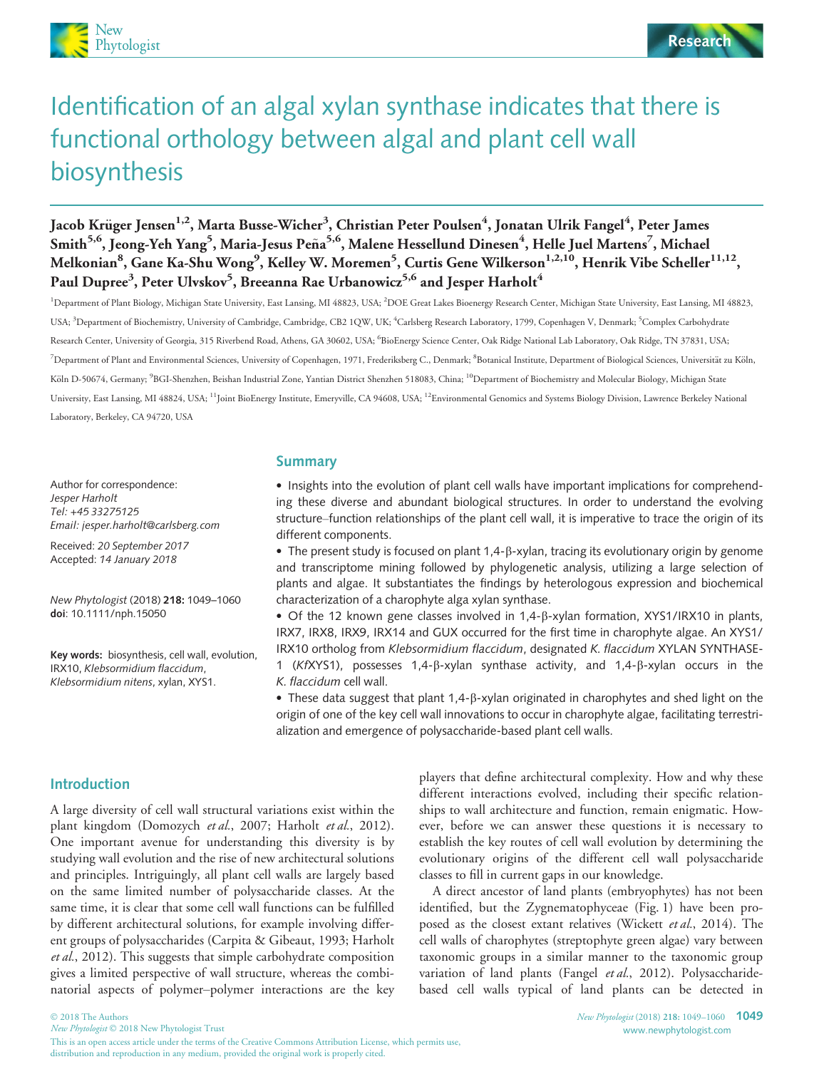# Identification of an algal xylan synthase indicates that there is functional orthology between algal and plant cell wall biosynthesis

**Jacob Krüger Jensen[1,2], Marta Busse-Wicher[3], Christian Peter Poulsen[4], Jonatan Ulrik Fangel[4], Peter James Smith[5,6], Jeong-Yeh Yang[5], Maria-Jesus Peña[5,6], Malene Hessellund Dinesen[4], Helle Juel Martens[7], Michael Melkonian[8], Gane Ka-Shu Wong[9], Kelley W. Moremen[5], Curtis Gene Wilkerson[1,2,10], Henrik Vibe Scheller[11,12], Paul Dupree[3], Peter Ulvskov[5], Breeanna Rae Urbanowicz[5,6] and Jesper Harholt[4]**

[1]Department of Plant Biology, Michigan State University, East Lansing, MI 48823, USA; [2]DOE Great Lakes Bioenergy Research Center, Michigan State University, East Lansing, MI 48823, USA; [3]Department of Biochemistry, University of Cambridge, Cambridge, CB2 1QW, UK; [4]Carlsberg Research Laboratory, 1799, Copenhagen V, Denmark; [5]Complex Carbohydrate Research Center, University of Georgia, 315 Riverbend Road, Athens, GA 30602, USA; [6]BioEnergy Science Center, Oak Ridge National Lab Laboratory, Oak Ridge, TN 37831, USA; [7]Department of Plant and Environmental Sciences, University of Copenhagen, 1971, Frederiksberg C., Denmark; [8]Botanical Institute, Department of Biological Sciences, Universität zu Köln, Köln D-50674, Germany; [9]BGI-Shenzhen, Beishan Industrial Zone, Yantian District Shenzhen 518083, China; [10]Department of Biochemistry and Molecular Biology, Michigan State University, East Lansing, MI 48824, USA; [11]Joint BioEnergy Institute, Emeryville, CA 94608, USA; [12]Environmental Genomics and Systems Biology Division, Lawrence Berkeley National Laboratory, Berkeley, CA 94720, USA

Author for correspondence:
*Jesper Harholt*
*Tel: +45 33275125*
*Email: jesper.harholt@carlsberg.com*

Received: *20 September 2017*
Accepted: *14 January 2018*

*New Phytologist* (2018) **218:** 1049–1060
**doi**: 10.1111/nph.15050

**Key words:** biosynthesis, cell wall, evolution, IRX10, *Klebsormidium flaccidum*, *Klebsormidium nitens*, xylan, XYS1.

## Summary

- Insights into the evolution of plant cell walls have important implications for comprehending these diverse and abundant biological structures. In order to understand the evolving structure–function relationships of the plant cell wall, it is imperative to trace the origin of its different components.
- The present study is focused on plant 1,4-β-xylan, tracing its evolutionary origin by genome and transcriptome mining followed by phylogenetic analysis, utilizing a large selection of plants and algae. It substantiates the findings by heterologous expression and biochemical characterization of a charophyte alga xylan synthase.
- Of the 12 known gene classes involved in 1,4-β-xylan formation, XYS1/IRX10 in plants, IRX7, IRX8, IRX9, IRX14 and GUX occurred for the first time in charophyte algae. An XYS1/IRX10 ortholog from *Klebsormidium flaccidum*, designated *K. flaccidum* XYLAN SYNTHASE-1 (*Kf*XYS1), possesses 1,4-β-xylan synthase activity, and 1,4-β-xylan occurs in the *K. flaccidum* cell wall.
- These data suggest that plant 1,4-β-xylan originated in charophytes and shed light on the origin of one of the key cell wall innovations to occur in charophyte algae, facilitating terrestrialization and emergence of polysaccharide-based plant cell walls.

## Introduction

A large diversity of cell wall structural variations exist within the plant kingdom (Domozych *et al.*, 2007; Harholt *et al.*, 2012). One important avenue for understanding this diversity is by studying wall evolution and the rise of new architectural solutions and principles. Intriguingly, all plant cell walls are largely based on the same limited number of polysaccharide classes. At the same time, it is clear that some cell wall functions can be fulfilled by different architectural solutions, for example involving different groups of polysaccharides (Carpita & Gibeaut, 1993; Harholt *et al.*, 2012). This suggests that simple carbohydrate composition gives a limited perspective of wall structure, whereas the combinatorial aspects of polymer–polymer interactions are the key players that define architectural complexity. How and why these different interactions evolved, including their specific relationships to wall architecture and function, remain enigmatic. However, before we can answer these questions it is necessary to establish the key routes of cell wall evolution by determining the evolutionary origins of the different cell wall polysaccharide classes to fill in current gaps in our knowledge.

A direct ancestor of land plants (embryophytes) has not been identified, but the Zygnematophyceae (Fig. 1) have been proposed as the closest extant relatives (Wickett *et al.*, 2014). The cell walls of charophytes (streptophyte green algae) vary between taxonomic groups in a similar manner to the taxonomic group variation of land plants (Fangel *et al.*, 2012). Polysaccharide-based cell walls typical of land plants can be detected in

© 2018 The Authors
*New Phytologist* © 2018 New Phytologist Trust
This is an open access article under the terms of the Creative Commons Attribution License, which permits use, distribution and reproduction in any medium, provided the original work is properly cited.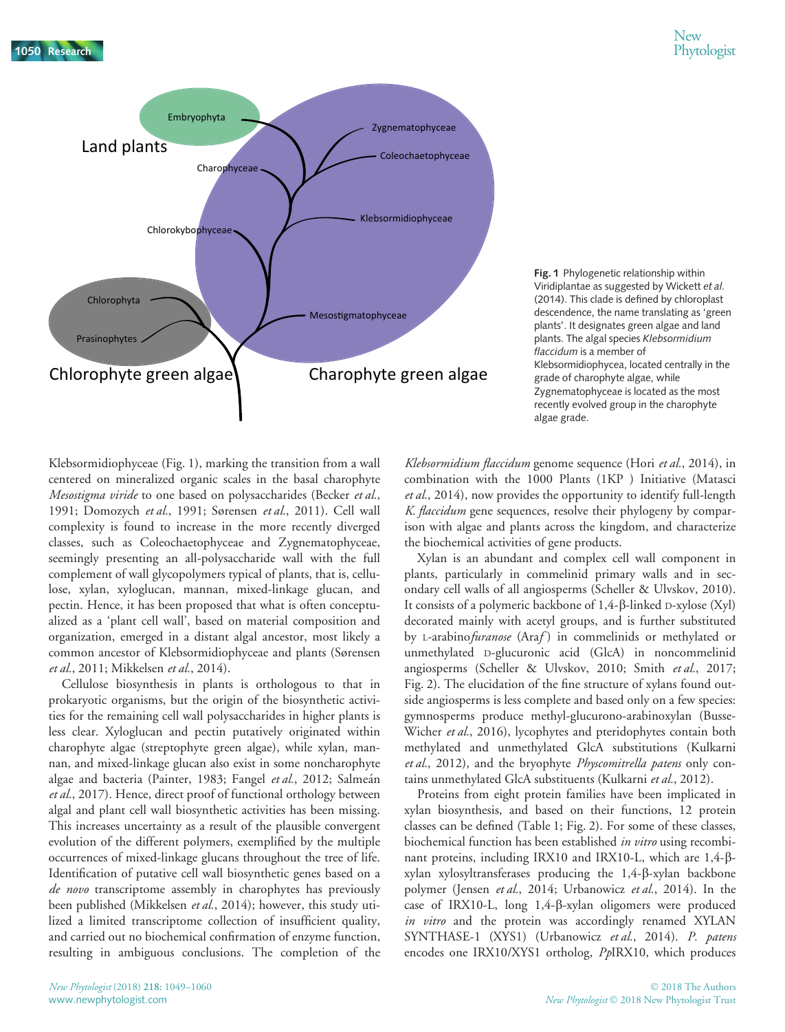**Fig. 1** Phylogenetic relationship within Viridiplantae as suggested by Wickett *et al.* (2014). This clade is defined by chloroplast descendence, the name translating as 'green plants'. It designates green algae and land plants. The algal species *Klebsormidium flaccidum* is a member of Klebsormidiophycea, located centrally in the grade of charophyte algae, while Zygnematophyceae is located as the most recently evolved group in the charophyte algae grade.

Klebsormidiophyceae (Fig. 1), marking the transition from a wall centered on mineralized organic scales in the basal charophyte *Mesostigma viride* to one based on polysaccharides (Becker *et al.*, 1991; Domozych *et al.*, 1991; Sørensen *et al.*, 2011). Cell wall complexity is found to increase in the more recently diverged classes, such as Coleochaetophyceae and Zygnematophyceae, seemingly presenting an all-polysaccharide wall with the full complement of wall glycopolymers typical of plants, that is, cellulose, xylan, xyloglucan, mannan, mixed-linkage glucan, and pectin. Hence, it has been proposed that what is often conceptualized as a 'plant cell wall', based on material composition and organization, emerged in a distant algal ancestor, most likely a common ancestor of Klebsormidiophyceae and plants (Sørensen *et al.*, 2011; Mikkelsen *et al.*, 2014).

Cellulose biosynthesis in plants is orthologous to that in prokaryotic organisms, but the origin of the biosynthetic activities for the remaining cell wall polysaccharides in higher plants is less clear. Xyloglucan and pectin putatively originated within charophyte algae (streptophyte green algae), while xylan, mannan, and mixed-linkage glucan also exist in some noncharophyte algae and bacteria (Painter, 1983; Fangel *et al.*, 2012; Salmeán *et al.*, 2017). Hence, direct proof of functional orthology between algal and plant cell wall biosynthetic activities has been missing. This increases uncertainty as a result of the plausible convergent evolution of the different polymers, exemplified by the multiple occurrences of mixed-linkage glucans throughout the tree of life. Identification of putative cell wall biosynthetic genes based on a *de novo* transcriptome assembly in charophytes has previously been published (Mikkelsen *et al.*, 2014); however, this study utilized a limited transcriptome collection of insufficient quality, and carried out no biochemical confirmation of enzyme function, resulting in ambiguous conclusions. The completion of the *Klebsormidium flaccidum* genome sequence (Hori *et al.*, 2014), in combination with the 1000 Plants (1KP ) Initiative (Matasci *et al.*, 2014), now provides the opportunity to identify full-length *K. flaccidum* gene sequences, resolve their phylogeny by comparison with algae and plants across the kingdom, and characterize the biochemical activities of gene products.

Xylan is an abundant and complex cell wall component in plants, particularly in commelinid primary walls and in secondary cell walls of all angiosperms (Scheller & Ulvskov, 2010). It consists of a polymeric backbone of 1,4-β-linked D-xylose (Xyl) decorated mainly with acetyl groups, and is further substituted by L-arabino*furanose* (Ara*f*) in commelinids or methylated or unmethylated D-glucuronic acid (GlcA) in noncommelinid angiosperms (Scheller & Ulvskov, 2010; Smith *et al.*, 2017; Fig. 2). The elucidation of the fine structure of xylans found outside angiosperms is less complete and based only on a few species: gymnosperms produce methyl-glucurono-arabinoxylan (Busse-Wicher *et al.*, 2016), lycophytes and pteridophytes contain both methylated and unmethylated GlcA substitutions (Kulkarni *et al.*, 2012), and the bryophyte *Physcomitrella patens* only contains unmethylated GlcA substituents (Kulkarni *et al.*, 2012).

Proteins from eight protein families have been implicated in xylan biosynthesis, and based on their functions, 12 protein classes can be defined (Table 1; Fig. 2). For some of these classes, biochemical function has been established *in vitro* using recombinant proteins, including IRX10 and IRX10-L, which are 1,4-β-xylan xylosyltransferases producing the 1,4-β-xylan backbone polymer (Jensen *et al.*, 2014; Urbanowicz *et al.*, 2014). In the case of IRX10-L, long 1,4-β-xylan oligomers were produced *in vitro* and the protein was accordingly renamed XYLAN SYNTHASE-1 (XYS1) (Urbanowicz *et al.*, 2014). *P. patens* encodes one IRX10/XYS1 ortholog, *Pp*IRX10, which produces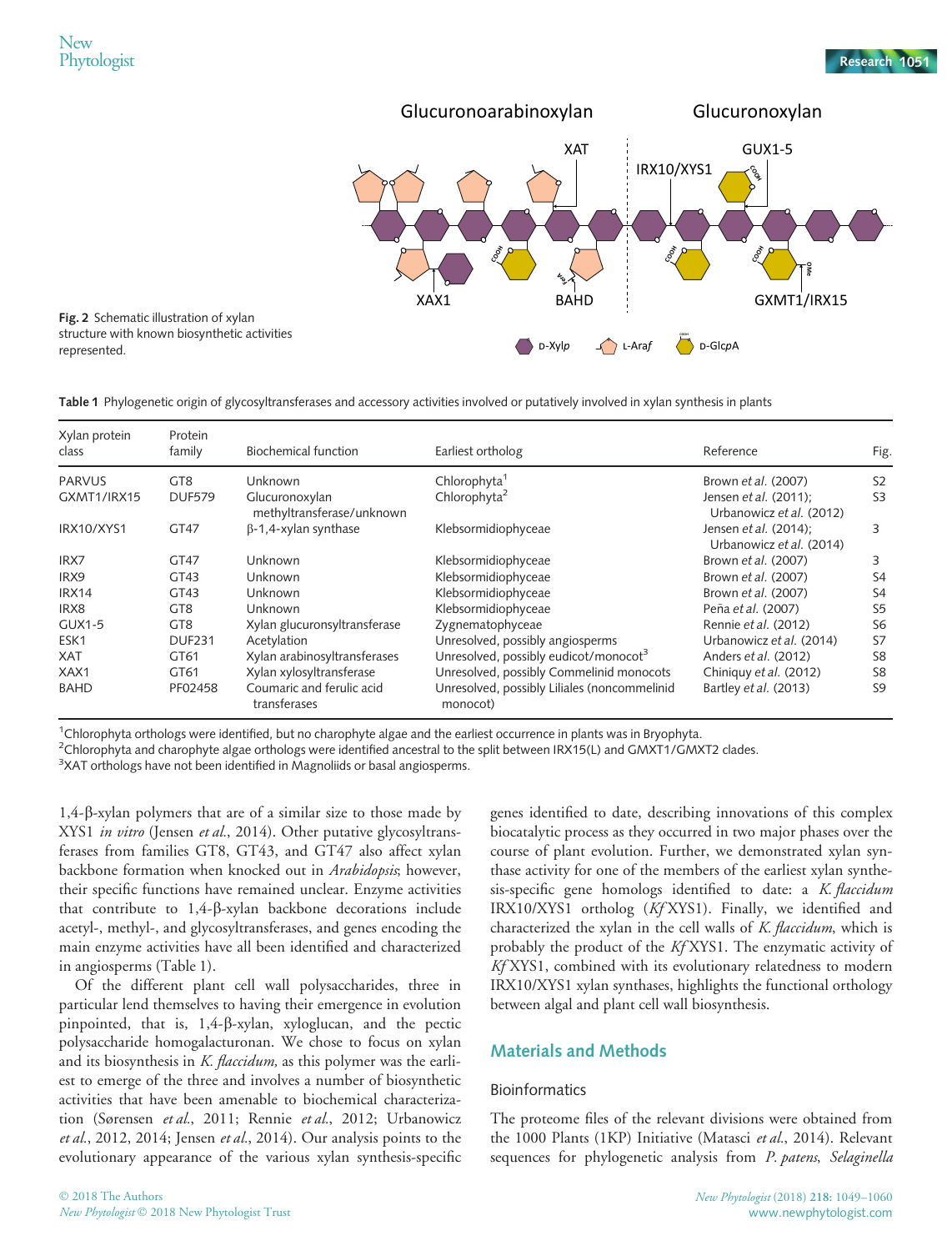Fig. 2 Schematic illustration of xylan structure with known biosynthetic activities represented.

Table 1 Phylogenetic origin of glycosyltransferases and accessory activities involved or putatively involved in xylan synthesis in plants

| Xylan protein class | Protein family | Biochemical function | Earliest ortholog | Reference | Fig. |
|---|---|---|---|---|---|
| PARVUS | GT8 | Unknown | Chlorophyta[1] | Brown *et al.* (2007) | S2 |
| GXMT1/IRX15 | DUF579 | Glucuronoxylan methyltransferase/unknown | Chlorophyta[2] | Jensen *et al.* (2011); Urbanowicz *et al.* (2012) | S3 |
| IRX10/XYS1 | GT47 | β-1,4-xylan synthase | Klebsormidiophyceae | Jensen *et al.* (2014); Urbanowicz *et al.* (2014) | 3 |
| IRX7 | GT47 | Unknown | Klebsormidiophyceae | Brown *et al.* (2007) | 3 |
| IRX9 | GT43 | Unknown | Klebsormidiophyceae | Brown *et al.* (2007) | S4 |
| IRX14 | GT43 | Unknown | Klebsormidiophyceae | Brown *et al.* (2007) | S4 |
| IRX8 | GT8 | Unknown | Klebsormidiophyceae | Peña *et al.* (2007) | S5 |
| GUX1-5 | GT8 | Xylan glucuronsyltransferase | Zygnematophyceae | Rennie *et al.* (2012) | S6 |
| ESK1 | DUF231 | Acetylation | Unresolved, possibly angiosperms | Urbanowicz *et al.* (2014) | S7 |
| XAT | GT61 | Xylan arabinosyltransferases | Unresolved, possibly eudicot/monocot[3] | Anders *et al.* (2012) | S8 |
| XAX1 | GT61 | Xylan xylosyltransferase | Unresolved, possibly Commelinid monocots | Chiniquy *et al.* (2012) | S8 |
| BAHD | PF02458 | Coumaric and ferulic acid transferases | Unresolved, possibly Liliales (noncommelinid monocot) | Bartley *et al.* (2013) | S9 |

[1]Chlorophyta orthologs were identified, but no charophyte algae and the earliest occurrence in plants was in Bryophyta.
[2]Chlorophyta and charophyte algae orthologs were identified ancestral to the split between IRX15(L) and GMXT1/GMXT2 clades.
[3]XAT orthologs have not been identified in Magnoliids or basal angiosperms.

1,4-β-xylan polymers that are of a similar size to those made by XYS1 *in vitro* (Jensen *et al.*, 2014). Other putative glycosyltransferases from families GT8, GT43, and GT47 also affect xylan backbone formation when knocked out in *Arabidopsis*; however, their specific functions have remained unclear. Enzyme activities that contribute to 1,4-β-xylan backbone decorations include acetyl-, methyl-, and glycosyltransferases, and genes encoding the main enzyme activities have all been identified and characterized in angiosperms (Table 1).

Of the different plant cell wall polysaccharides, three in particular lend themselves to having their emergence in evolution pinpointed, that is, 1,4-β-xylan, xyloglucan, and the pectic polysaccharide homogalacturonan. We chose to focus on xylan and its biosynthesis in *K. flaccidum*, as this polymer was the earliest to emerge of the three and involves a number of biosynthetic activities that have been amenable to biochemical characterization (Sørensen *et al.*, 2011; Rennie *et al.*, 2012; Urbanowicz *et al.*, 2012, 2014; Jensen *et al.*, 2014). Our analysis points to the evolutionary appearance of the various xylan synthesis-specific genes identified to date, describing innovations of this complex biocatalytic process as they occurred in two major phases over the course of plant evolution. Further, we demonstrated xylan synthase activity for one of the members of the earliest xylan synthesis-specific gene homologs identified to date: a *K. flaccidum* IRX10/XYS1 ortholog (*Kf*XYS1). Finally, we identified and characterized the xylan in the cell walls of *K. flaccidum*, which is probably the product of the *Kf*XYS1. The enzymatic activity of *Kf*XYS1, combined with its evolutionary relatedness to modern IRX10/XYS1 xylan synthases, highlights the functional orthology between algal and plant cell wall biosynthesis.

## Materials and Methods

### Bioinformatics

The proteome files of the relevant divisions were obtained from the 1000 Plants (1KP) Initiative (Matasci *et al.*, 2014). Relevant sequences for phylogenetic analysis from *P. patens*, *Selaginella*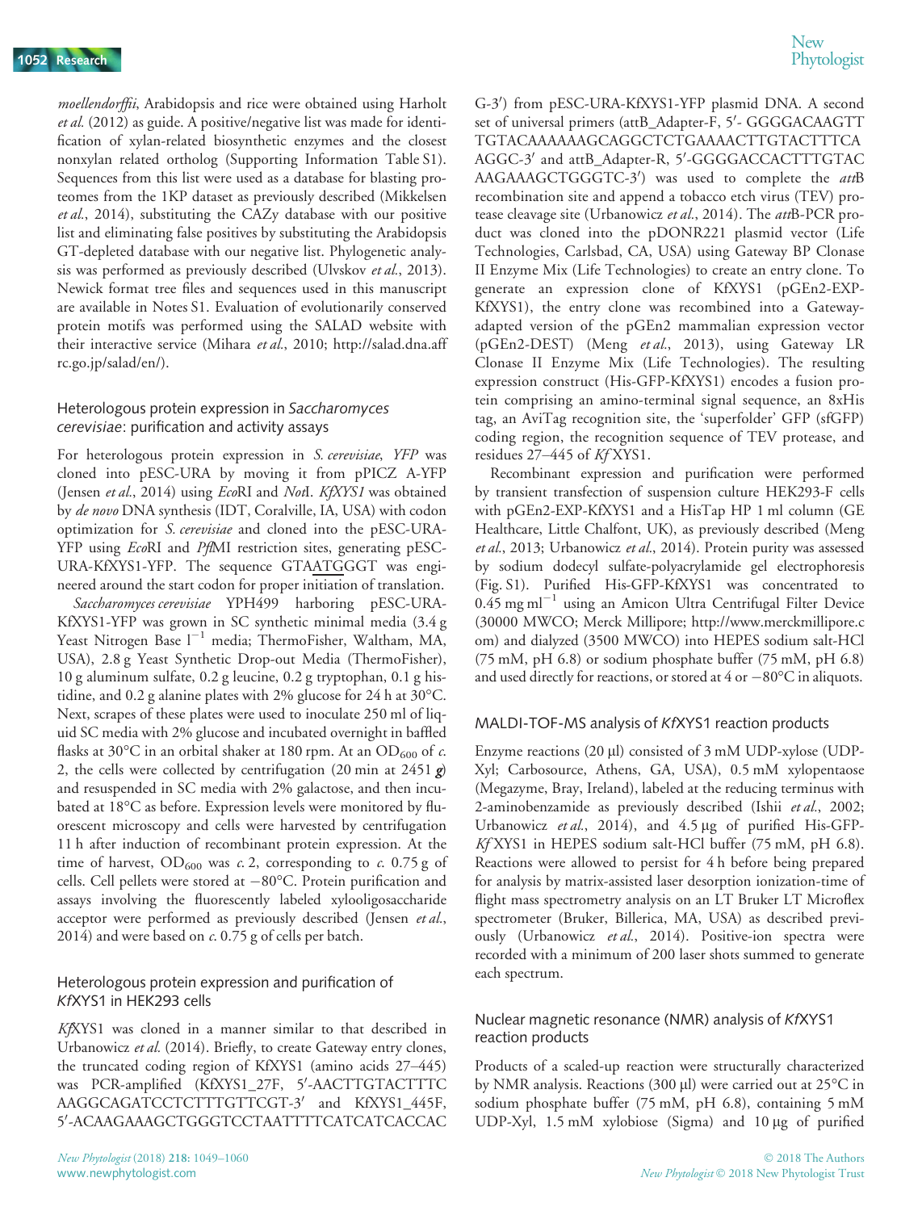*moellendorffii*, Arabidopsis and rice were obtained using Harholt *et al.* (2012) as guide. A positive/negative list was made for identification of xylan-related biosynthetic enzymes and the closest nonxylan related ortholog (Supporting Information Table S1). Sequences from this list were used as a database for blasting proteomes from the 1KP dataset as previously described (Mikkelsen *et al.*, 2014), substituting the CAZy database with our positive list and eliminating false positives by substituting the Arabidopsis GT-depleted database with our negative list. Phylogenetic analysis was performed as previously described (Ulvskov *et al.*, 2013). Newick format tree files and sequences used in this manuscript are available in Notes S1. Evaluation of evolutionarily conserved protein motifs was performed using the SALAD website with their interactive service (Mihara *et al.*, 2010; http://salad.dna.affrc.go.jp/salad/en/).

### Heterologous protein expression in *Saccharomyces cerevisiae*: purification and activity assays

For heterologous protein expression in *S. cerevisiae*, *YFP* was cloned into pESC-URA by moving it from pPICZ A-YFP (Jensen *et al.*, 2014) using *Eco*RI and *Not*I. *KfXYS1* was obtained by *de novo* DNA synthesis (IDT, Coralville, IA, USA) with codon optimization for *S. cerevisiae* and cloned into the pESC-URA-YFP using *Eco*RI and *Pfl*MI restriction sites, generating pESC-URA-KfXYS1-YFP. The sequence GTAATGGGT was engineered around the start codon for proper initiation of translation.

*Saccharomyces cerevisiae* YPH499 harboring pESC-URA-KfXYS1-YFP was grown in SC synthetic minimal media (3.4 g Yeast Nitrogen Base $l^{-1}$ media; ThermoFisher, Waltham, MA, USA), 2.8 g Yeast Synthetic Drop-out Media (ThermoFisher), 10 g aluminum sulfate, 0.2 g leucine, 0.2 g tryptophan, 0.1 g histidine, and 0.2 g alanine plates with 2% glucose for 24 h at 30°C. Next, scrapes of these plates were used to inoculate 250 ml of liquid SC media with 2% glucose and incubated overnight in baffled flasks at 30°C in an orbital shaker at 180 rpm. At an $OD_{600}$ of *c.* 2, the cells were collected by centrifugation (20 min at 2451 ***g***) and resuspended in SC media with 2% galactose, and then incubated at 18°C as before. Expression levels were monitored by fluorescent microscopy and cells were harvested by centrifugation 11 h after induction of recombinant protein expression. At the time of harvest, $OD_{600}$ was *c.* 2, corresponding to *c.* 0.75 g of cells. Cell pellets were stored at −80°C. Protein purification and assays involving the fluorescently labeled xylooligosaccharide acceptor were performed as previously described (Jensen *et al.*, 2014) and were based on *c.* 0.75 g of cells per batch.

### Heterologous protein expression and purification of *Kf*XYS1 in HEK293 cells

*Kf*XYS1 was cloned in a manner similar to that described in Urbanowicz *et al.* (2014). Briefly, to create Gateway entry clones, the truncated coding region of KfXYS1 (amino acids 27–445) was PCR-amplified (KfXYS1_27F, 5′-AACTTGTACTTTCAAGGCAGATCCTCTTTGTTCGT-3′ and KfXYS1_445F, 5′-ACAAGAAAGCTGGGTCCTAATTTTCATCATCACCACG-3′) from pESC-URA-KfXYS1-YFP plasmid DNA. A second set of universal primers (attB_Adapter-F, 5′- GGGGACAAGTTTGTACAAAAAAGCAGGCTCTGAAAACTTGTACTTCAAGGC-3′ and attB_Adapter-R, 5′-GGGGACCACTTTGTACAAGAAAGCTGGGTC-3′) was used to complete the *att*B recombination site and append a tobacco etch virus (TEV) protease cleavage site (Urbanowicz *et al.*, 2014). The *att*B-PCR product was cloned into the pDONR221 plasmid vector (Life Technologies, Carlsbad, CA, USA) using Gateway BP Clonase II Enzyme Mix (Life Technologies) to create an entry clone. To generate an expression clone of KfXYS1 (pGEn2-EXP-KfXYS1), the entry clone was recombined into a Gateway-adapted version of the pGEn2 mammalian expression vector (pGEn2-DEST) (Meng *et al.*, 2013), using Gateway LR Clonase II Enzyme Mix (Life Technologies). The resulting expression construct (His-GFP-KfXYS1) encodes a fusion protein comprising an amino-terminal signal sequence, an 8xHis tag, an AviTag recognition site, the 'superfolder' GFP (sfGFP) coding region, the recognition sequence of TEV protease, and residues 27–445 of *Kf*XYS1.

Recombinant expression and purification were performed by transient transfection of suspension culture HEK293-F cells with pGEn2-EXP-KfXYS1 and a HisTap HP 1 ml column (GE Healthcare, Little Chalfont, UK), as previously described (Meng *et al.*, 2013; Urbanowicz *et al.*, 2014). Protein purity was assessed by sodium dodecyl sulfate-polyacrylamide gel electrophoresis (Fig. S1). Purified His-GFP-KfXYS1 was concentrated to 0.45 mg $ml^{-1}$ using an Amicon Ultra Centrifugal Filter Device (30000 MWCO; Merck Millipore; http://www.merckmillipore.com) and dialyzed (3500 MWCO) into HEPES sodium salt-HCl (75 mM, pH 6.8) or sodium phosphate buffer (75 mM, pH 6.8) and used directly for reactions, or stored at 4 or −80°C in aliquots.

### MALDI-TOF-MS analysis of *Kf*XYS1 reaction products

Enzyme reactions (20 µl) consisted of 3 mM UDP-xylose (UDP-Xyl; Carbosource, Athens, GA, USA), 0.5 mM xylopentaose (Megazyme, Bray, Ireland), labeled at the reducing terminus with 2-aminobenzamide as previously described (Ishii *et al.*, 2002; Urbanowicz *et al.*, 2014), and 4.5 µg of purified His-GFP-*Kf*XYS1 in HEPES sodium salt-HCl buffer (75 mM, pH 6.8). Reactions were allowed to persist for 4 h before being prepared for analysis by matrix-assisted laser desorption ionization-time of flight mass spectrometry analysis on an LT Bruker LT Microflex spectrometer (Bruker, Billerica, MA, USA) as described previously (Urbanowicz *et al.*, 2014). Positive-ion spectra were recorded with a minimum of 200 laser shots summed to generate each spectrum.

### Nuclear magnetic resonance (NMR) analysis of *Kf*XYS1 reaction products

Products of a scaled-up reaction were structurally characterized by NMR analysis. Reactions (300 µl) were carried out at 25°C in sodium phosphate buffer (75 mM, pH 6.8), containing 5 mM UDP-Xyl, 1.5 mM xylobiose (Sigma) and 10 µg of purified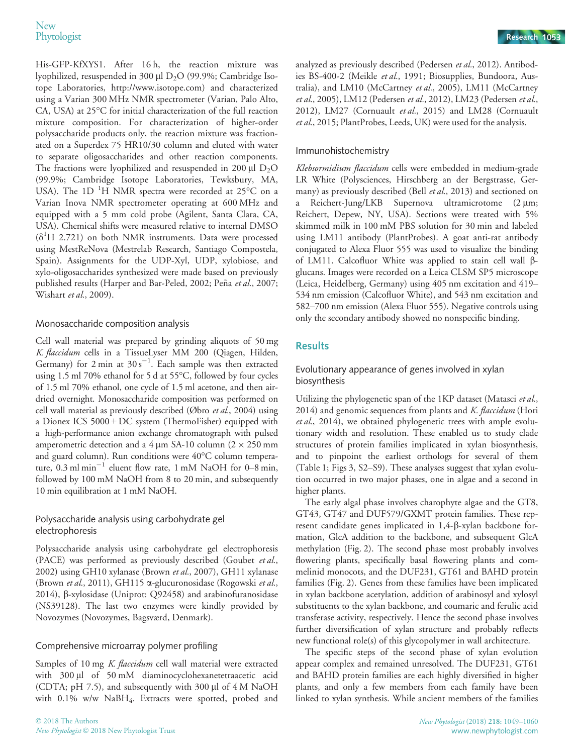His-GFP-KfXYS1. After 16 h, the reaction mixture was lyophilized, resuspended in 300 µl $D_2O$ (99.9%; Cambridge Isotope Laboratories, http://www.isotope.com) and characterized using a Varian 300 MHz NMR spectrometer (Varian, Palo Alto, CA, USA) at 25°C for initial characterization of the full reaction mixture composition. For characterization of higher-order polysaccharide products only, the reaction mixture was fractionated on a Superdex 75 HR10/30 column and eluted with water to separate oligosaccharides and other reaction components. The fractions were lyophilized and resuspended in 200 µl $D_2O$ (99.9%; Cambridge Isotope Laboratories, Tewksbury, MA, USA). The 1D $^1$H NMR spectra were recorded at 25°C on a Varian Inova NMR spectrometer operating at 600 MHz and equipped with a 5 mm cold probe (Agilent, Santa Clara, CA, USA). Chemical shifts were measured relative to internal DMSO ($\delta^1$H 2.721) on both NMR instruments. Data were processed using MestReNova (Mestrelab Research, Santiago Compostela, Spain). Assignments for the UDP-Xyl, UDP, xylobiose, and xylo-oligosaccharides synthesized were made based on previously published results (Harper and Bar-Peled, 2002; Peña *et al.*, 2007; Wishart *et al.*, 2009).

### Monosaccharide composition analysis

Cell wall material was prepared by grinding aliquots of 50 mg *K. flaccidum* cells in a TissueLyser MM 200 (Qiagen, Hilden, Germany) for 2 min at 30 $s^{-1}$. Each sample was then extracted using 1.5 ml 70% ethanol for 5 d at 55°C, followed by four cycles of 1.5 ml 70% ethanol, one cycle of 1.5 ml acetone, and then air-dried overnight. Monosaccharide composition was performed on cell wall material as previously described (Øbro *et al.*, 2004) using a Dionex ICS 5000 + DC system (ThermoFisher) equipped with a high-performance anion exchange chromatograph with pulsed amperometric detection and a 4 µm SA-10 column (2 × 250 mm and guard column). Run conditions were 40°C column temperature, 0.3 ml $min^{-1}$ eluent flow rate, 1 mM NaOH for 0–8 min, followed by 100 mM NaOH from 8 to 20 min, and subsequently 10 min equilibration at 1 mM NaOH.

### Polysaccharide analysis using carbohydrate gel electrophoresis

Polysaccharide analysis using carbohydrate gel electrophoresis (PACE) was performed as previously described (Goubet *et al.*, 2002) using GH10 xylanase (Brown *et al.*, 2007), GH11 xylanase (Brown *et al.*, 2011), GH115 α-glucuronosidase (Rogowski *et al.*, 2014), β-xylosidase (Uniprot: Q92458) and arabinofuranosidase (NS39128). The last two enzymes were kindly provided by Novozymes (Novozymes, Bagsværd, Denmark).

### Comprehensive microarray polymer profiling

Samples of 10 mg *K. flaccidum* cell wall material were extracted with 300 µl of 50 mM diaminocyclohexanetetraacetic acid (CDTA; pH 7.5), and subsequently with 300 µl of 4 M NaOH with 0.1% w/w $NaBH_4$. Extracts were spotted, probed and analyzed as previously described (Pedersen *et al.*, 2012). Antibodies BS-400-2 (Meikle *et al.*, 1991; Biosupplies, Bundoora, Australia), and LM10 (McCartney *et al.*, 2005), LM11 (McCartney *et al.*, 2005), LM12 (Pedersen *et al.*, 2012), LM23 (Pedersen *et al.*, 2012), LM27 (Cornuault *et al.*, 2015) and LM28 (Cornuault *et al.*, 2015; PlantProbes, Leeds, UK) were used for the analysis.

### Immunohistochemistry

*Klebsormidium flaccidum* cells were embedded in medium-grade LR White (Polysciences, Hirschberg an der Bergstrasse, Germany) as previously described (Bell *et al.*, 2013) and sectioned on a Reichert-Jung/LKB Supernova ultramicrotome (2 µm; Reichert, Depew, NY, USA). Sections were treated with 5% skimmed milk in 100 mM PBS solution for 30 min and labeled using LM11 antibody (PlantProbes). A goat anti-rat antibody conjugated to Alexa Fluor 555 was used to visualize the binding of LM11. Calcofluor White was applied to stain cell wall β-glucans. Images were recorded on a Leica CLSM SP5 microscope (Leica, Heidelberg, Germany) using 405 nm excitation and 419–534 nm emission (Calcofluor White), and 543 nm excitation and 582–700 nm emission (Alexa Fluor 555). Negative controls using only the secondary antibody showed no nonspecific binding.

## Results

### Evolutionary appearance of genes involved in xylan biosynthesis

Utilizing the phylogenetic span of the 1KP dataset (Matasci *et al.*, 2014) and genomic sequences from plants and *K. flaccidum* (Hori *et al.*, 2014), we obtained phylogenetic trees with ample evolutionary width and resolution. These enabled us to study clade structures of protein families implicated in xylan biosynthesis, and to pinpoint the earliest orthologs for several of them (Table 1; Figs 3, S2–S9). These analyses suggest that xylan evolution occurred in two major phases, one in algae and a second in higher plants.

The early algal phase involves charophyte algae and the GT8, GT43, GT47 and DUF579/GXMT protein families. These represent candidate genes implicated in 1,4-β-xylan backbone formation, GlcA addition to the backbone, and subsequent GlcA methylation (Fig. 2). The second phase most probably involves flowering plants, specifically basal flowering plants and commelinid monocots, and the DUF231, GT61 and BAHD protein families (Fig. 2). Genes from these families have been implicated in xylan backbone acetylation, addition of arabinosyl and xylosyl substituents to the xylan backbone, and coumaric and ferulic acid transferase activity, respectively. Hence the second phase involves further diversification of xylan structure and probably reflects new functional role(s) of this glycopolymer in wall architecture.

The specific steps of the second phase of xylan evolution appear complex and remained unresolved. The DUF231, GT61 and BAHD protein families are each highly diversified in higher plants, and only a few members from each family have been linked to xylan synthesis. While ancient members of the families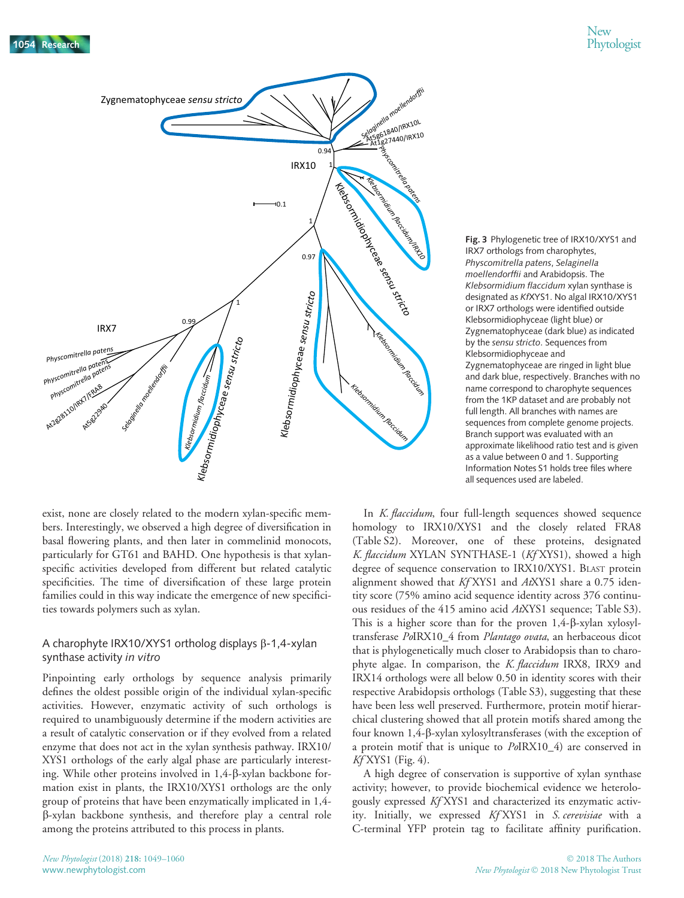Fig. 3 Phylogenetic tree of IRX10/XYS1 and IRX7 orthologs from charophytes, *Physcomitrella patens*, *Selaginella moellendorffii* and Arabidopsis. The *Klebsormidium flaccidum* xylan synthase is designated as *Kf*XYS1. No algal IRX10/XYS1 or IRX7 orthologs were identified outside Klebsormidiophyceae (light blue) or Zygnematophyceae (dark blue) as indicated by the *sensu stricto*. Sequences from Klebsormidiophyceae and Zygnematophyceae are ringed in light blue and dark blue, respectively. Branches with no name correspond to charophyte sequences from the 1KP dataset and are probably not full length. All branches with names are sequences from complete genome projects. Branch support was evaluated with an approximate likelihood ratio test and is given as a value between 0 and 1. Supporting Information Notes S1 holds tree files where all sequences used are labeled.

exist, none are closely related to the modern xylan-specific members. Interestingly, we observed a high degree of diversification in basal flowering plants, and then later in commelinid monocots, particularly for GT61 and BAHD. One hypothesis is that xylan-specific activities developed from different but related catalytic specificities. The time of diversification of these large protein families could in this way indicate the emergence of new specificities towards polymers such as xylan.

### A charophyte IRX10/XYS1 ortholog displays β-1,4-xylan synthase activity *in vitro*

Pinpointing early orthologs by sequence analysis primarily defines the oldest possible origin of the individual xylan-specific activities. However, enzymatic activity of such orthologs is required to unambiguously determine if the modern activities are a result of catalytic conservation or if they evolved from a related enzyme that does not act in the xylan synthesis pathway. IRX10/XYS1 orthologs of the early algal phase are particularly interesting. While other proteins involved in 1,4-β-xylan backbone formation exist in plants, the IRX10/XYS1 orthologs are the only group of proteins that have been enzymatically implicated in 1,4-β-xylan backbone synthesis, and therefore play a central role among the proteins attributed to this process in plants.

In *K. flaccidum*, four full-length sequences showed sequence homology to IRX10/XYS1 and the closely related FRA8 (Table S2). Moreover, one of these proteins, designated *K. flaccidum* XYLAN SYNTHASE-1 (*Kf*XYS1), showed a high degree of sequence conservation to IRX10/XYS1. BLAST protein alignment showed that *Kf*XYS1 and *At*XYS1 share a 0.75 identity score (75% amino acid sequence identity across 376 continuous residues of the 415 amino acid *At*XYS1 sequence; Table S3). This is a higher score than for the proven 1,4-β-xylan xylosyltransferase *Po*IRX10_4 from *Plantago ovata*, an herbaceous dicot that is phylogenetically much closer to Arabidopsis than to charophyte algae. In comparison, the *K. flaccidum* IRX8, IRX9 and IRX14 orthologs were all below 0.50 in identity scores with their respective Arabidopsis orthologs (Table S3), suggesting that these have been less well preserved. Furthermore, protein motif hierarchical clustering showed that all protein motifs shared among the four known 1,4-β-xylan xylosyltransferases (with the exception of a protein motif that is unique to *Po*IRX10_4) are conserved in *Kf*XYS1 (Fig. 4).

A high degree of conservation is supportive of xylan synthase activity; however, to provide biochemical evidence we heterologously expressed *Kf*XYS1 and characterized its enzymatic activity. Initially, we expressed *Kf*XYS1 in *S. cerevisiae* with a C-terminal YFP protein tag to facilitate affinity purification.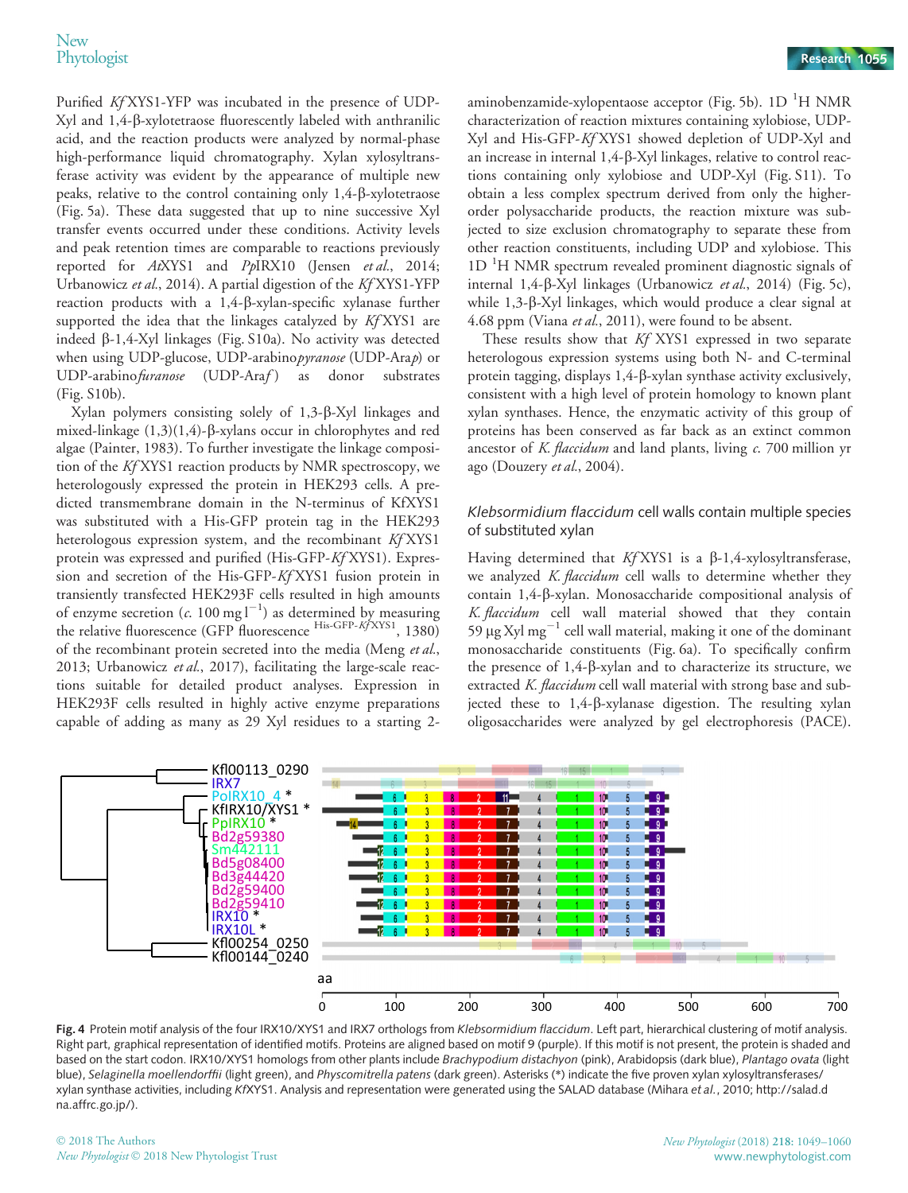Purified *Kf*XYS1-YFP was incubated in the presence of UDP-Xyl and 1,4-β-xylotetraose fluorescently labeled with anthranilic acid, and the reaction products were analyzed by normal-phase high-performance liquid chromatography. Xylan xylosyltransferase activity was evident by the appearance of multiple new peaks, relative to the control containing only 1,4-β-xylotetraose (Fig. 5a). These data suggested that up to nine successive Xyl transfer events occurred under these conditions. Activity levels and peak retention times are comparable to reactions previously reported for *At*XYS1 and *Pp*IRX10 (Jensen *et al.*, 2014; Urbanowicz *et al.*, 2014). A partial digestion of the *Kf*XYS1-YFP reaction products with a 1,4-β-xylan-specific xylanase further supported the idea that the linkages catalyzed by *Kf*XYS1 are indeed β-1,4-Xyl linkages (Fig. S10a). No activity was detected when using UDP-glucose, UDP-arabino*pyranose* (UDP-Ara*p*) or UDP-arabino*furanose* (UDP-Ara*f*) as donor substrates (Fig. S10b).

Xylan polymers consisting solely of 1,3-β-Xyl linkages and mixed-linkage (1,3)(1,4)-β-xylans occur in chlorophytes and red algae (Painter, 1983). To further investigate the linkage composition of the *Kf*XYS1 reaction products by NMR spectroscopy, we heterologously expressed the protein in HEK293 cells. A predicted transmembrane domain in the N-terminus of KfXYS1 was substituted with a His-GFP protein tag in the HEK293 heterologous expression system, and the recombinant *Kf*XYS1 protein was expressed and purified (His-GFP-*Kf*XYS1). Expression and secretion of the His-GFP-*Kf*XYS1 fusion protein in transiently transfected HEK293F cells resulted in high amounts of enzyme secretion (*c*. 100 mg $l^{-1}$) as determined by measuring the relative fluorescence (GFP fluorescence $^{\text{His-GFP-}Kf\text{XYS1}}$, 1380) of the recombinant protein secreted into the media (Meng *et al.*, 2013; Urbanowicz *et al.*, 2017), facilitating the large-scale reactions suitable for detailed product analyses. Expression in HEK293F cells resulted in highly active enzyme preparations capable of adding as many as 29 Xyl residues to a starting 2-aminobenzamide-xylopentaose acceptor (Fig. 5b). 1D $^1$H NMR characterization of reaction mixtures containing xylobiose, UDP-Xyl and His-GFP-*Kf*XYS1 showed depletion of UDP-Xyl and an increase in internal 1,4-β-Xyl linkages, relative to control reactions containing only xylobiose and UDP-Xyl (Fig. S11). To obtain a less complex spectrum derived from only the higher-order polysaccharide products, the reaction mixture was subjected to size exclusion chromatography to separate these from other reaction constituents, including UDP and xylobiose. This 1D $^1$H NMR spectrum revealed prominent diagnostic signals of internal 1,4-β-Xyl linkages (Urbanowicz *et al.*, 2014) (Fig. 5c), while 1,3-β-Xyl linkages, which would produce a clear signal at 4.68 ppm (Viana *et al.*, 2011), were found to be absent.

These results show that *Kf* XYS1 expressed in two separate heterologous expression systems using both N- and C-terminal protein tagging, displays 1,4-β-xylan synthase activity exclusively, consistent with a high level of protein homology to known plant xylan synthases. Hence, the enzymatic activity of this group of proteins has been conserved as far back as an extinct common ancestor of *K. flaccidum* and land plants, living *c*. 700 million yr ago (Douzery *et al.*, 2004).

## *Klebsormidium flaccidum* cell walls contain multiple species of substituted xylan

Having determined that *Kf*XYS1 is a β-1,4-xylosyltransferase, we analyzed *K. flaccidum* cell walls to determine whether they contain 1,4-β-xylan. Monosaccharide compositional analysis of *K. flaccidum* cell wall material showed that they contain 59 μg Xyl $mg^{-1}$ cell wall material, making it one of the dominant monosaccharide constituents (Fig. 6a). To specifically confirm the presence of 1,4-β-xylan and to characterize its structure, we extracted *K. flaccidum* cell wall material with strong base and subjected these to 1,4-β-xylanase digestion. The resulting xylan oligosaccharides were analyzed by gel electrophoresis (PACE).

**Fig. 4** Protein motif analysis of the four IRX10/XYS1 and IRX7 orthologs from *Klebsormidium flaccidum*. Left part, hierarchical clustering of motif analysis. Right part, graphical representation of identified motifs. Proteins are aligned based on motif 9 (purple). If this motif is not present, the protein is shaded and based on the start codon. IRX10/XYS1 homologs from other plants include *Brachypodium distachyon* (pink), Arabidopsis (dark blue), *Plantago ovata* (light blue), *Selaginella moellendorffii* (light green), and *Physcomitrella patens* (dark green). Asterisks (*) indicate the five proven xylan xylosyltransferases/xylan synthase activities, including *Kf*XYS1. Analysis and representation were generated using the SALAD database (Mihara *et al.*, 2010; http://salad.dna.affrc.go.jp/).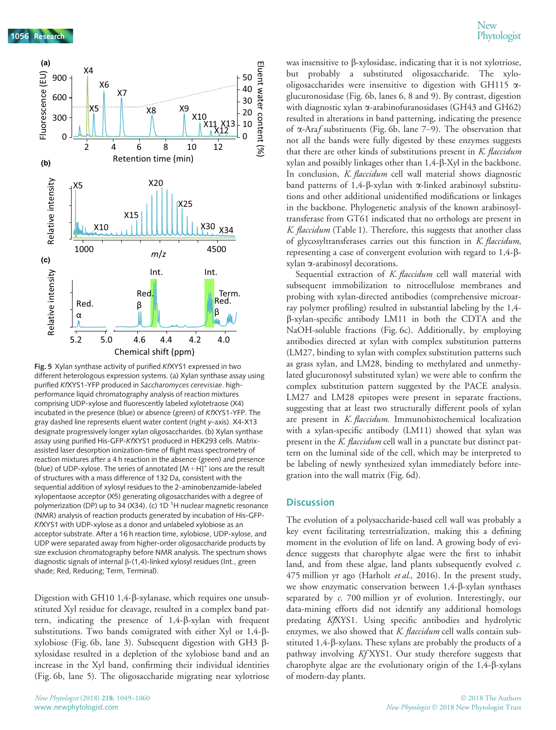**Fig. 5** Xylan synthase activity of purified *Kf*XYS1 expressed in two different heterologous expression systems. (a) Xylan synthase assay using purified *Kf*XYS1-YFP produced in *Saccharomyces cerevisiae*. high-performance liquid chromatography analysis of reaction mixtures comprising UDP-xylose and fluorescently labeled xylotetraose (X4) incubated in the presence (blue) or absence (green) of *Kf*XYS1-YFP. The gray dashed line represents eluent water content (right *y*-axis). X4-X13 designate progressively longer xylan oligosaccharides. (b) Xylan synthase assay using purified His-GFP-*Kf*XYS1 produced in HEK293 cells. Matrix-assisted laser desorption ionization-time of flight mass spectrometry of reaction mixtures after a 4 h reaction in the absence (green) and presence (blue) of UDP-xylose. The series of annotated $[M + H]^+$ ions are the result of structures with a mass difference of 132 Da, consistent with the sequential addition of xylosyl residues to the 2-aminobenzamide-labeled xylopentaose acceptor (X5) generating oligosaccharides with a degree of polymerization (DP) up to 34 (X34). (c) 1D $^1$H nuclear magnetic resonance (NMR) analysis of reaction products generated by incubation of His-GFP-*Kf*XYS1 with UDP-xylose as a donor and unlabeled xylobiose as an acceptor substrate. After a 16 h reaction time, xylobiose, UDP-xylose, and UDP were separated away from higher-order oligosaccharide products by size exclusion chromatography before NMR analysis. The spectrum shows diagnostic signals of internal β-(1,4)-linked xylosyl residues (Int., green shade; Red, Reducing; Term, Terminal).

Digestion with GH10 1,4-β-xylanase, which requires one unsubstituted Xyl residue for cleavage, resulted in a complex band pattern, indicating the presence of 1,4-β-xylan with frequent substitutions. Two bands comigrated with either Xyl or 1,4-β-xylobiose (Fig. 6b, lane 3). Subsequent digestion with GH3 β-xylosidase resulted in a depletion of the xylobiose band and an increase in the Xyl band, confirming their individual identities (Fig. 6b, lane 5). The oligosaccharide migrating near xylotriose was insensitive to β-xylosidase, indicating that it is not xylotriose, but probably a substituted oligosaccharide. The xylo-oligosaccharides were insensitive to digestion with GH115 α-glucuronosidase (Fig. 6b, lanes 6, 8 and 9). By contrast, digestion with diagnostic xylan α-arabinofuranosidases (GH43 and GH62) resulted in alterations in band patterning, indicating the presence of α-Ara*f* substituents (Fig. 6b, lane 7–9). The observation that not all the bands were fully digested by these enzymes suggests that there are other kinds of substitutions present in *K. flaccidum* xylan and possibly linkages other than 1,4-β-Xyl in the backbone. In conclusion, *K. flaccidum* cell wall material shows diagnostic band patterns of 1,4-β-xylan with α-linked arabinosyl substitutions and other additional unidentified modifications or linkages in the backbone. Phylogenetic analysis of the known arabinosyltransferase from GT61 indicated that no orthologs are present in *K. flaccidum* (Table 1). Therefore, this suggests that another class of glycosyltransferases carries out this function in *K. flaccidum*, representing a case of convergent evolution with regard to 1,4-β-xylan α-arabinosyl decorations.

Sequential extraction of *K. flaccidum* cell wall material with subsequent immobilization to nitrocellulose membranes and probing with xylan-directed antibodies (comprehensive microarray polymer profiling) resulted in substantial labeling by the 1,4-β-xylan-specific antibody LM11 in both the CDTA and the NaOH-soluble fractions (Fig. 6c). Additionally, by employing antibodies directed at xylan with complex substitution patterns (LM27, binding to xylan with complex substitution patterns such as grass xylan, and LM28, binding to methylated and unmethylated glucuronosyl substituted xylan) we were able to confirm the complex substitution pattern suggested by the PACE analysis. LM27 and LM28 epitopes were present in separate fractions, suggesting that at least two structurally different pools of xylan are present in *K. flaccidum*. Immunohistochemical localization with a xylan-specific antibody (LM11) showed that xylan was present in the *K. flaccidum* cell wall in a punctate but distinct pattern on the luminal side of the cell, which may be interpreted to be labeling of newly synthesized xylan immediately before integration into the wall matrix (Fig. 6d).

## Discussion

The evolution of a polysaccharide-based cell wall was probably a key event facilitating terrestrialization, making this a defining moment in the evolution of life on land. A growing body of evidence suggests that charophyte algae were the first to inhabit land, and from these algae, land plants subsequently evolved *c.* 475 million yr ago (Harholt *et al.*, 2016). In the present study, we show enzymatic conservation between 1,4-β-xylan synthases separated by *c.* 700 million yr of evolution. Interestingly, our data-mining efforts did not identify any additional homologs predating *Kf*XYS1. Using specific antibodies and hydrolytic enzymes, we also showed that *K. flaccidum* cell walls contain substituted 1,4-β-xylans. These xylans are probably the products of a pathway involving *Kf*XYS1. Our study therefore suggests that charophyte algae are the evolutionary origin of the 1,4-β-xylans of modern-day plants.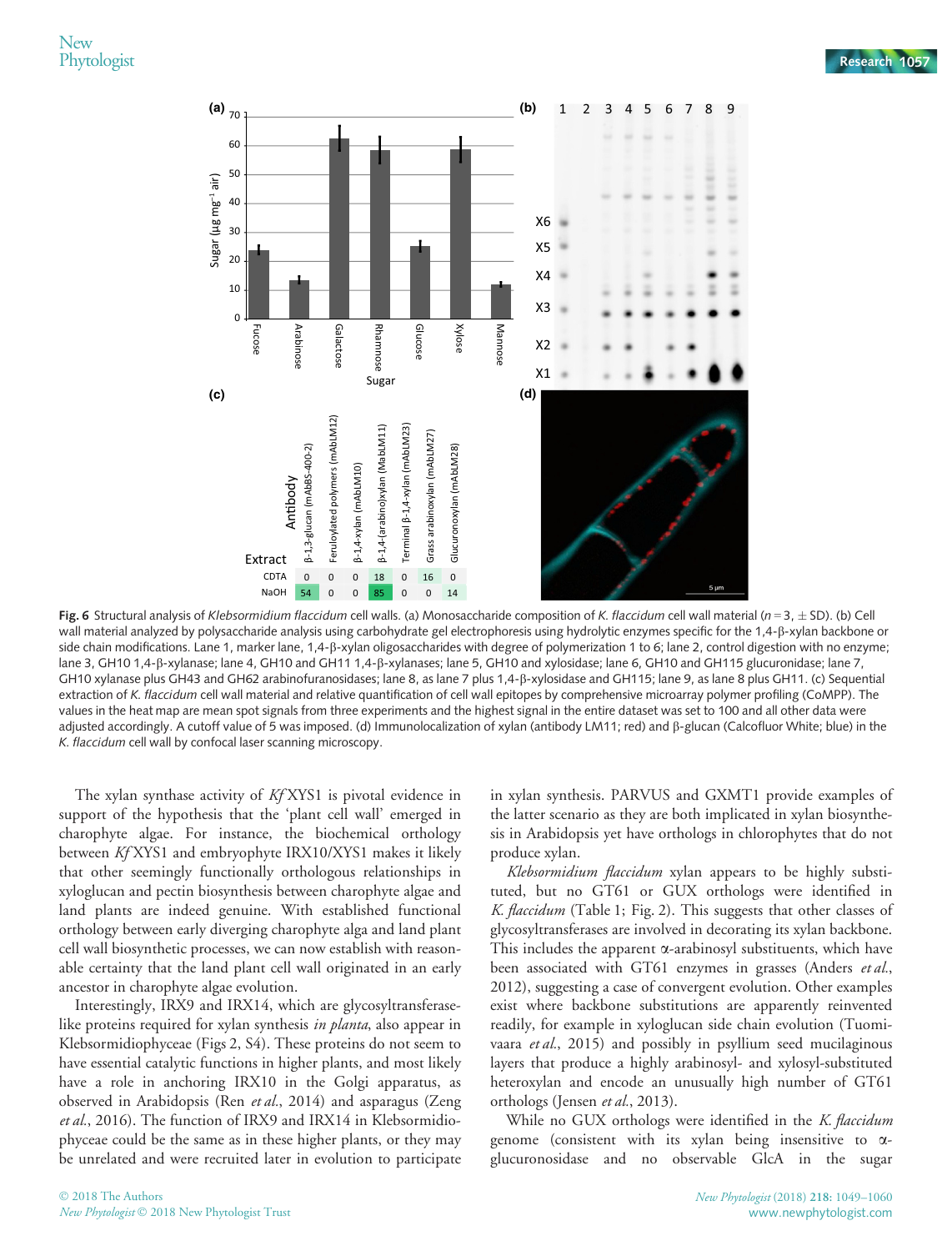**Fig. 6** Structural analysis of *Klebsormidium flaccidum* cell walls. (a) Monosaccharide composition of *K. flaccidum* cell wall material ($n = 3$, ± SD). (b) Cell wall material analyzed by polysaccharide analysis using carbohydrate gel electrophoresis using hydrolytic enzymes specific for the 1,4-β-xylan backbone or side chain modifications. Lane 1, marker lane, 1,4-β-xylan oligosaccharides with degree of polymerization 1 to 6; lane 2, control digestion with no enzyme; lane 3, GH10 1,4-β-xylanase; lane 4, GH10 and GH11 1,4-β-xylanases; lane 5, GH10 and xylosidase; lane 6, GH10 and GH115 glucuronidase; lane 7, GH10 xylanase plus GH43 and GH62 arabinofuranosidases; lane 8, as lane 7 plus 1,4-β-xylosidase and GH115; lane 9, as lane 8 plus GH11. (c) Sequential extraction of *K. flaccidum* cell wall material and relative quantification of cell wall epitopes by comprehensive microarray polymer profiling (CoMPP). The values in the heat map are mean spot signals from three experiments and the highest signal in the entire dataset was set to 100 and all other data were adjusted accordingly. A cutoff value of 5 was imposed. (d) Immunolocalization of xylan (antibody LM11; red) and β-glucan (Calcofluor White; blue) in the *K. flaccidum* cell wall by confocal laser scanning microscopy.

The xylan synthase activity of *Kf*XYS1 is pivotal evidence in support of the hypothesis that the 'plant cell wall' emerged in charophyte algae. For instance, the biochemical orthology between *Kf*XYS1 and embryophyte IRX10/XYS1 makes it likely that other seemingly functionally orthologous relationships in xyloglucan and pectin biosynthesis between charophyte algae and land plants are indeed genuine. With established functional orthology between early diverging charophyte alga and land plant cell wall biosynthetic processes, we can now establish with reasonable certainty that the land plant cell wall originated in an early ancestor in charophyte algae evolution.

Interestingly, IRX9 and IRX14, which are glycosyltransferase-like proteins required for xylan synthesis *in planta*, also appear in Klebsormidiophyceae (Figs 2, S4). These proteins do not seem to have essential catalytic functions in higher plants, and most likely have a role in anchoring IRX10 in the Golgi apparatus, as observed in Arabidopsis (Ren *et al.*, 2014) and asparagus (Zeng *et al.*, 2016). The function of IRX9 and IRX14 in Klebsormidiophyceae could be the same as in these higher plants, or they may be unrelated and were recruited later in evolution to participate in xylan synthesis. PARVUS and GXMT1 provide examples of the latter scenario as they are both implicated in xylan biosynthesis in Arabidopsis yet have orthologs in chlorophytes that do not produce xylan.

*Klebsormidium flaccidum* xylan appears to be highly substituted, but no GT61 or GUX orthologs were identified in *K. flaccidum* (Table 1; Fig. 2). This suggests that other classes of glycosyltransferases are involved in decorating its xylan backbone. This includes the apparent α-arabinosyl substituents, which have been associated with GT61 enzymes in grasses (Anders *et al.*, 2012), suggesting a case of convergent evolution. Other examples exist where backbone substitutions are apparently reinvented readily, for example in xyloglucan side chain evolution (Tuomivaara *et al.*, 2015) and possibly in psyllium seed mucilaginous layers that produce a highly arabinosyl- and xylosyl-substituted heteroxylan and encode an unusually high number of GT61 orthologs (Jensen *et al.*, 2013).

While no GUX orthologs were identified in the *K. flaccidum* genome (consistent with its xylan being insensitive to α-glucuronosidase and no observable GlcA in the sugar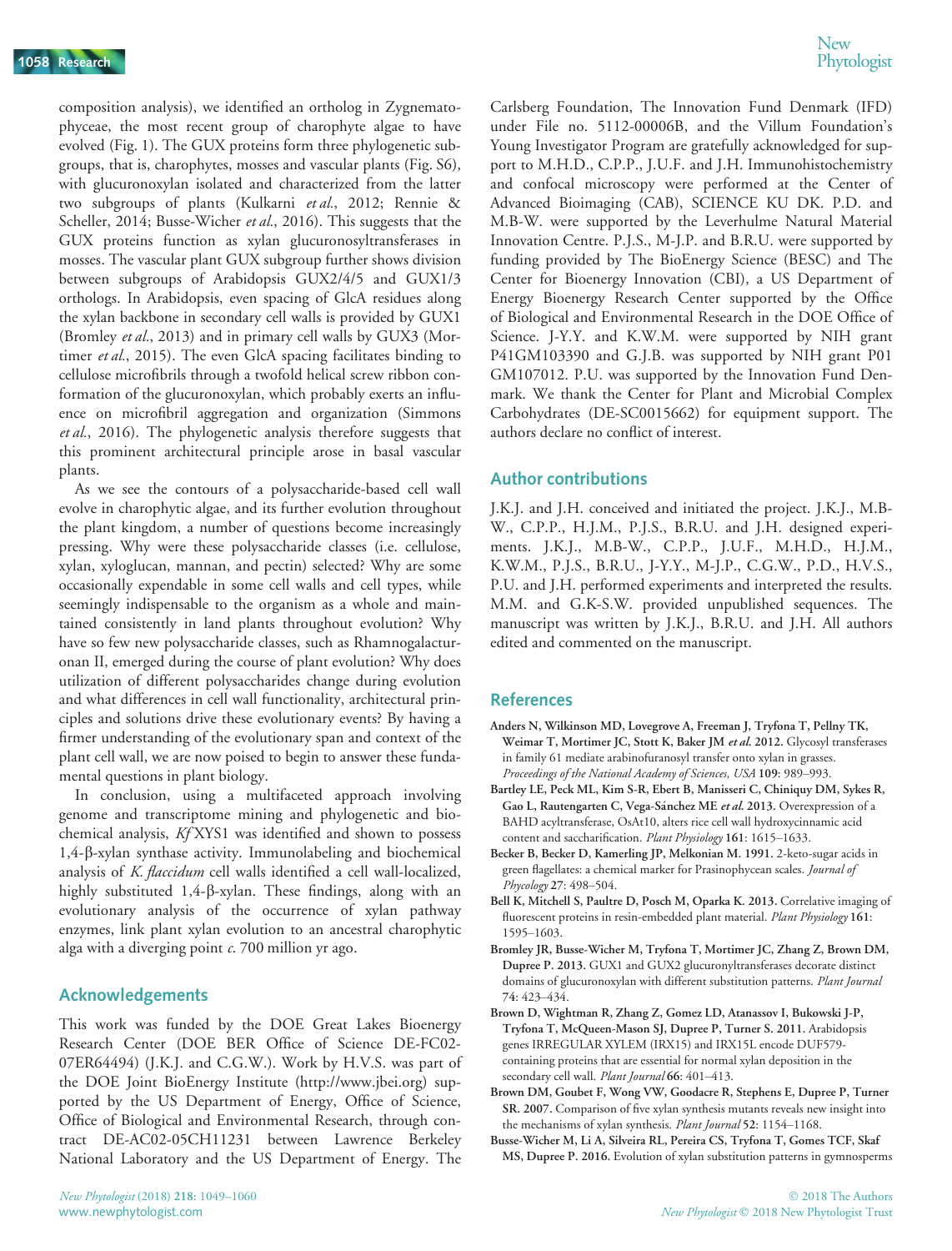composition analysis), we identified an ortholog in Zygnematophyceae, the most recent group of charophyte algae to have evolved (Fig. 1). The GUX proteins form three phylogenetic subgroups, that is, charophytes, mosses and vascular plants (Fig. S6), with glucuronoxylan isolated and characterized from the latter two subgroups of plants (Kulkarni *et al.*, 2012; Rennie & Scheller, 2014; Busse-Wicher *et al.*, 2016). This suggests that the GUX proteins function as xylan glucuronosyltransferases in mosses. The vascular plant GUX subgroup further shows division between subgroups of Arabidopsis GUX2/4/5 and GUX1/3 orthologs. In Arabidopsis, even spacing of GlcA residues along the xylan backbone in secondary cell walls is provided by GUX1 (Bromley *et al.*, 2013) and in primary cell walls by GUX3 (Mortimer *et al.*, 2015). The even GlcA spacing facilitates binding to cellulose microfibrils through a twofold helical screw ribbon conformation of the glucuronoxylan, which probably exerts an influence on microfibril aggregation and organization (Simmons *et al.*, 2016). The phylogenetic analysis therefore suggests that this prominent architectural principle arose in basal vascular plants.

As we see the contours of a polysaccharide-based cell wall evolve in charophytic algae, and its further evolution throughout the plant kingdom, a number of questions become increasingly pressing. Why were these polysaccharide classes (i.e. cellulose, xylan, xyloglucan, mannan, and pectin) selected? Why are some occasionally expendable in some cell walls and cell types, while seemingly indispensable to the organism as a whole and maintained consistently in land plants throughout evolution? Why have so few new polysaccharide classes, such as Rhamnogalacturonan II, emerged during the course of plant evolution? Why does utilization of different polysaccharides change during evolution and what differences in cell wall functionality, architectural principles and solutions drive these evolutionary events? By having a firmer understanding of the evolutionary span and context of the plant cell wall, we are now poised to begin to answer these fundamental questions in plant biology.

In conclusion, using a multifaceted approach involving genome and transcriptome mining and phylogenetic and biochemical analysis, *Kf*XYS1 was identified and shown to possess 1,4-β-xylan synthase activity. Immunolabeling and biochemical analysis of *K. flaccidum* cell walls identified a cell wall-localized, highly substituted 1,4-β-xylan. These findings, along with an evolutionary analysis of the occurrence of xylan pathway enzymes, link plant xylan evolution to an ancestral charophytic alga with a diverging point *c.* 700 million yr ago.

## Acknowledgements

This work was funded by the DOE Great Lakes Bioenergy Research Center (DOE BER Office of Science DE-FC02-07ER64494) (J.K.J. and C.G.W.). Work by H.V.S. was part of the DOE Joint BioEnergy Institute (http://www.jbei.org) supported by the US Department of Energy, Office of Science, Office of Biological and Environmental Research, through contract DE-AC02-05CH11231 between Lawrence Berkeley National Laboratory and the US Department of Energy. The Carlsberg Foundation, The Innovation Fund Denmark (IFD) under File no. 5112-00006B, and the Villum Foundation's Young Investigator Program are gratefully acknowledged for support to M.H.D., C.P.P., J.U.F. and J.H. Immunohistochemistry and confocal microscopy were performed at the Center of Advanced Bioimaging (CAB), SCIENCE KU DK. P.D. and M.B-W. were supported by the Leverhulme Natural Material Innovation Centre. P.J.S., M-J.P. and B.R.U. were supported by funding provided by The BioEnergy Science (BESC) and The Center for Bioenergy Innovation (CBI), a US Department of Energy Bioenergy Research Center supported by the Office of Biological and Environmental Research in the DOE Office of Science. J-Y.Y. and K.W.M. were supported by NIH grant P41GM103390 and G.J.B. was supported by NIH grant P01 GM107012. P.U. was supported by the Innovation Fund Denmark. We thank the Center for Plant and Microbial Complex Carbohydrates (DE-SC0015662) for equipment support. The authors declare no conflict of interest.

## Author contributions

J.K.J. and J.H. conceived and initiated the project. J.K.J., M.B-W., C.P.P., H.J.M., P.J.S., B.R.U. and J.H. designed experiments. J.K.J., M.B-W., C.P.P., J.U.F., M.H.D., H.J.M., K.W.M., P.J.S., B.R.U., J-Y.Y., M-J.P., C.G.W., P.D., H.V.S., P.U. and J.H. performed experiments and interpreted the results. M.M. and G.K-S.W. provided unpublished sequences. The manuscript was written by J.K.J., B.R.U. and J.H. All authors edited and commented on the manuscript.

## References

**Anders N, Wilkinson MD, Lovegrove A, Freeman J, Tryfona T, Pellny TK, Weimar T, Mortimer JC, Stott K, Baker JM *et al.* 2012.** Glycosyl transferases in family 61 mediate arabinofuranosyl transfer onto xylan in grasses. *Proceedings of the National Academy of Sciences, USA* **109**: 989–993.

**Bartley LE, Peck ML, Kim S-R, Ebert B, Manisseri C, Chiniquy DM, Sykes R, Gao L, Rautengarten C, Vega-Sánchez ME *et al.* 2013.** Overexpression of a BAHD acyltransferase, OsAt10, alters rice cell wall hydroxycinnamic acid content and saccharification. *Plant Physiology* **161**: 1615–1633.

**Becker B, Becker D, Kamerling JP, Melkonian M. 1991.** 2-keto-sugar acids in green flagellates: a chemical marker for Prasinophycean scales. *Journal of Phycology* **27**: 498–504.

**Bell K, Mitchell S, Paultre D, Posch M, Oparka K. 2013.** Correlative imaging of fluorescent proteins in resin-embedded plant material. *Plant Physiology* **161**: 1595–1603.

**Bromley JR, Busse-Wicher M, Tryfona T, Mortimer JC, Zhang Z, Brown DM, Dupree P. 2013.** GUX1 and GUX2 glucuronyltransferases decorate distinct domains of glucuronoxylan with different substitution patterns. *Plant Journal* 74: 423–434.

**Brown D, Wightman R, Zhang Z, Gomez LD, Atanassov I, Bukowski J-P, Tryfona T, McQueen-Mason SJ, Dupree P, Turner S. 2011.** Arabidopsis genes IRREGULAR XYLEM (IRX15) and IRX15L encode DUF579-containing proteins that are essential for normal xylan deposition in the secondary cell wall. *Plant Journal* **66**: 401–413.

**Brown DM, Goubet F, Wong VW, Goodacre R, Stephens E, Dupree P, Turner SR. 2007.** Comparison of five xylan synthesis mutants reveals new insight into the mechanisms of xylan synthesis. *Plant Journal* **52**: 1154–1168.

**Busse-Wicher M, Li A, Silveira RL, Pereira CS, Tryfona T, Gomes TCF, Skaf MS, Dupree P. 2016.** Evolution of xylan substitution patterns in gymnosperms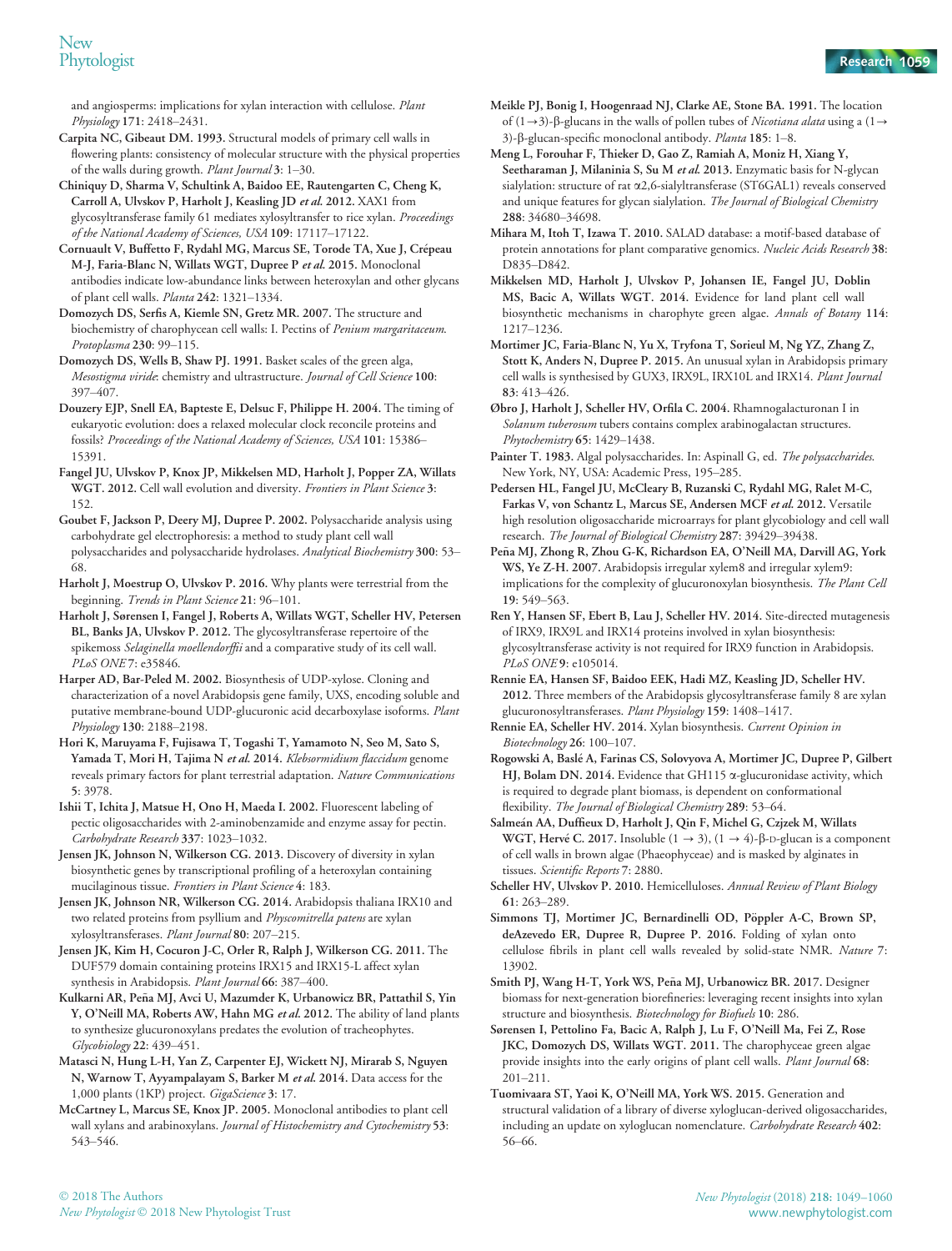and angiosperms: implications for xylan interaction with cellulose. *Plant Physiology* 171: 2418–2431.

**Carpita NC, Gibeaut DM. 1993.** Structural models of primary cell walls in flowering plants: consistency of molecular structure with the physical properties of the walls during growth. *Plant Journal* 3: 1–30.

**Chiniquy D, Sharma V, Schultink A, Baidoo EE, Rautengarten C, Cheng K, Carroll A, Ulvskov P, Harholt J, Keasling JD *et al.* 2012.** XAX1 from glycosyltransferase family 61 mediates xylosyltransfer to rice xylan. *Proceedings of the National Academy of Sciences, USA* 109: 17117–17122.

**Cornuault V, Buffetto F, Rydahl MG, Marcus SE, Torode TA, Xue J, Crépeau M-J, Faria-Blanc N, Willats WGT, Dupree P *et al.* 2015.** Monoclonal antibodies indicate low-abundance links between heteroxylan and other glycans of plant cell walls. *Planta* 242: 1321–1334.

**Domozych DS, Serfis A, Kiemle SN, Gretz MR. 2007.** The structure and biochemistry of charophycean cell walls: I. Pectins of *Penium margaritaceum*. *Protoplasma* 230: 99–115.

**Domozych DS, Wells B, Shaw PJ. 1991.** Basket scales of the green alga, *Mesostigma viride*: chemistry and ultrastructure. *Journal of Cell Science* 100: 397–407.

**Douzery EJP, Snell EA, Bapteste E, Delsuc F, Philippe H. 2004.** The timing of eukaryotic evolution: does a relaxed molecular clock reconcile proteins and fossils? *Proceedings of the National Academy of Sciences, USA* 101: 15386–15391.

**Fangel JU, Ulvskov P, Knox JP, Mikkelsen MD, Harholt J, Popper ZA, Willats WGT. 2012.** Cell wall evolution and diversity. *Frontiers in Plant Science* 3: 152.

**Goubet F, Jackson P, Deery MJ, Dupree P. 2002.** Polysaccharide analysis using carbohydrate gel electrophoresis: a method to study plant cell wall polysaccharides and polysaccharide hydrolases. *Analytical Biochemistry* 300: 53–68.

**Harholt J, Moestrup O, Ulvskov P. 2016.** Why plants were terrestrial from the beginning. *Trends in Plant Science* 21: 96–101.

**Harholt J, Sørensen I, Fangel J, Roberts A, Willats WGT, Scheller HV, Petersen BL, Banks JA, Ulvskov P. 2012.** The glycosyltransferase repertoire of the spikemoss *Selaginella moellendorffii* and a comparative study of its cell wall. *PLoS ONE* 7: e35846.

**Harper AD, Bar-Peled M. 2002.** Biosynthesis of UDP-xylose. Cloning and characterization of a novel Arabidopsis gene family, UXS, encoding soluble and putative membrane-bound UDP-glucuronic acid decarboxylase isoforms. *Plant Physiology* 130: 2188–2198.

**Hori K, Maruyama F, Fujisawa T, Togashi T, Yamamoto N, Seo M, Sato S, Yamada T, Mori H, Tajima N *et al.* 2014.** *Klebsormidium flaccidum* genome reveals primary factors for plant terrestrial adaptation. *Nature Communications* 5: 3978.

**Ishii T, Ichita J, Matsue H, Ono H, Maeda I. 2002.** Fluorescent labeling of pectic oligosaccharides with 2-aminobenzamide and enzyme assay for pectin. *Carbohydrate Research* 337: 1023–1032.

**Jensen JK, Johnson N, Wilkerson CG. 2013.** Discovery of diversity in xylan biosynthetic genes by transcriptional profiling of a heteroxylan containing mucilaginous tissue. *Frontiers in Plant Science* 4: 183.

**Jensen JK, Johnson NR, Wilkerson CG. 2014.** Arabidopsis thaliana IRX10 and two related proteins from psyllium and *Physcomitrella patens* are xylan xylosyltransferases. *Plant Journal* 80: 207–215.

**Jensen JK, Kim H, Cocuron J-C, Orler R, Ralph J, Wilkerson CG. 2011.** The DUF579 domain containing proteins IRX15 and IRX15-L affect xylan synthesis in Arabidopsis. *Plant Journal* 66: 387–400.

**Kulkarni AR, Peña MJ, Avci U, Mazumder K, Urbanowicz BR, Pattathil S, Yin Y, O'Neill MA, Roberts AW, Hahn MG *et al.* 2012.** The ability of land plants to synthesize glucuronoxylans predates the evolution of tracheophytes. *Glycobiology* 22: 439–451.

**Matasci N, Hung L-H, Yan Z, Carpenter EJ, Wickett NJ, Mirarab S, Nguyen N, Warnow T, Ayyampalayam S, Barker M *et al.* 2014.** Data access for the 1,000 plants (1KP) project. *GigaScience* 3: 17.

**McCartney L, Marcus SE, Knox JP. 2005.** Monoclonal antibodies to plant cell wall xylans and arabinoxylans. *Journal of Histochemistry and Cytochemistry* 53: 543–546.

**Meikle PJ, Bonig I, Hoogenraad NJ, Clarke AE, Stone BA. 1991.** The location of (1→3)-β-glucans in the walls of pollen tubes of *Nicotiana alata* using a (1→3)-β-glucan-specific monoclonal antibody. *Planta* 185: 1–8.

**Meng L, Forouhar F, Thieker D, Gao Z, Ramiah A, Moniz H, Xiang Y, Seetharaman J, Milaninia S, Su M *et al.* 2013.** Enzymatic basis for N-glycan sialylation: structure of rat α2,6-sialyltransferase (ST6GAL1) reveals conserved and unique features for glycan sialylation. *The Journal of Biological Chemistry* 288: 34680–34698.

**Mihara M, Itoh T, Izawa T. 2010.** SALAD database: a motif-based database of protein annotations for plant comparative genomics. *Nucleic Acids Research* 38: D835–D842.

**Mikkelsen MD, Harholt J, Ulvskov P, Johansen IE, Fangel JU, Doblin MS, Bacic A, Willats WGT. 2014.** Evidence for land plant cell wall biosynthetic mechanisms in charophyte green algae. *Annals of Botany* 114: 1217–1236.

**Mortimer JC, Faria-Blanc N, Yu X, Tryfona T, Sorieul M, Ng YZ, Zhang Z, Stott K, Anders N, Dupree P. 2015.** An unusual xylan in Arabidopsis primary cell walls is synthesised by GUX3, IRX9L, IRX10L and IRX14. *Plant Journal* 83: 413–426.

**Øbro J, Harholt J, Scheller HV, Orfila C. 2004.** Rhamnogalacturonan I in *Solanum tuberosum* tubers contains complex arabinogalactan structures. *Phytochemistry* 65: 1429–1438.

**Painter T. 1983.** Algal polysaccharides. In: Aspinall G, ed. *The polysaccharides*. New York, NY, USA: Academic Press, 195–285.

**Pedersen HL, Fangel JU, McCleary B, Ruzanski C, Rydahl MG, Ralet M-C, Farkas V, von Schantz L, Marcus SE, Andersen MCF *et al.* 2012.** Versatile high resolution oligosaccharide microarrays for plant glycobiology and cell wall research. *The Journal of Biological Chemistry* 287: 39429–39438.

**Peña MJ, Zhong R, Zhou G-K, Richardson EA, O'Neill MA, Darvill AG, York WS, Ye Z-H. 2007.** Arabidopsis irregular xylem8 and irregular xylem9: implications for the complexity of glucuronoxylan biosynthesis. *The Plant Cell* 19: 549–563.

**Ren Y, Hansen SF, Ebert B, Lau J, Scheller HV. 2014.** Site-directed mutagenesis of IRX9, IRX9L and IRX14 proteins involved in xylan biosynthesis: glycosyltransferase activity is not required for IRX9 function in Arabidopsis. *PLoS ONE* 9: e105014.

**Rennie EA, Hansen SF, Baidoo EEK, Hadi MZ, Keasling JD, Scheller HV. 2012.** Three members of the Arabidopsis glycosyltransferase family 8 are xylan glucuronosyltransferases. *Plant Physiology* 159: 1408–1417.

**Rennie EA, Scheller HV. 2014.** Xylan biosynthesis. *Current Opinion in Biotechnology* 26: 100–107.

**Rogowski A, Baslé A, Farinas CS, Solovyova A, Mortimer JC, Dupree P, Gilbert HJ, Bolam DN. 2014.** Evidence that GH115 α-glucuronidase activity, which is required to degrade plant biomass, is dependent on conformational flexibility. *The Journal of Biological Chemistry* 289: 53–64.

**Salmeán AA, Duffieux D, Harholt J, Qin F, Michel G, Czjzek M, Willats WGT, Hervé C. 2017.** Insoluble (1 → 3), (1 → 4)-β-D-glucan is a component of cell walls in brown algae (Phaeophyceae) and is masked by alginates in tissues. *Scientific Reports* 7: 2880.

**Scheller HV, Ulvskov P. 2010.** Hemicelluloses. *Annual Review of Plant Biology* 61: 263–289.

**Simmons TJ, Mortimer JC, Bernardinelli OD, Pöppler A-C, Brown SP, deAzevedo ER, Dupree R, Dupree P. 2016.** Folding of xylan onto cellulose fibrils in plant cell walls revealed by solid-state NMR. *Nature* 7: 13902.

**Smith PJ, Wang H-T, York WS, Peña MJ, Urbanowicz BR. 2017.** Designer biomass for next-generation biorefineries: leveraging recent insights into xylan structure and biosynthesis. *Biotechnology for Biofuels* 10: 286.

**Sørensen I, Pettolino Fa, Bacic A, Ralph J, Lu F, O'Neill Ma, Fei Z, Rose JKC, Domozych DS, Willats WGT. 2011.** The charophyceae green algae provide insights into the early origins of plant cell walls. *Plant Journal* 68: 201–211.

**Tuomivaara ST, Yaoi K, O'Neill MA, York WS. 2015.** Generation and structural validation of a library of diverse xyloglucan-derived oligosaccharides, including an update on xyloglucan nomenclature. *Carbohydrate Research* 402: 56–66.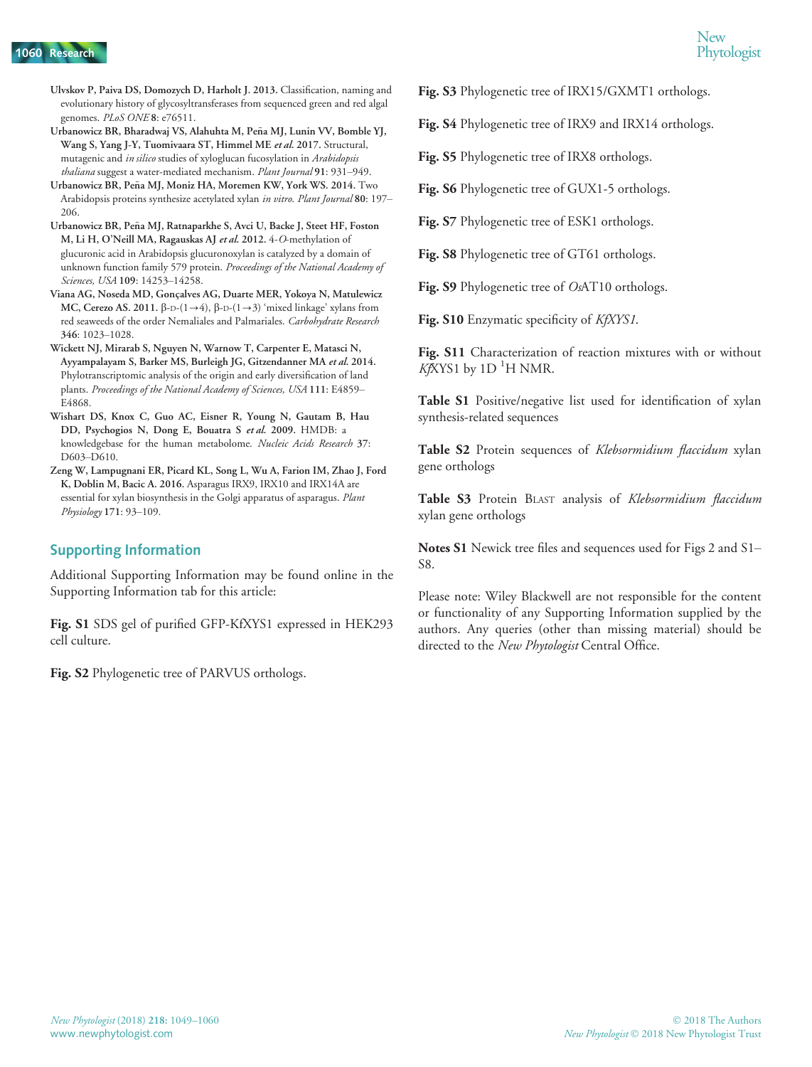Ulvskov P, Paiva DS, Domozych D, Harholt J. 2013. Classification, naming and evolutionary history of glycosyltransferases from sequenced green and red algal genomes. *PLoS ONE* **8**: e76511.

Urbanowicz BR, Bharadwaj VS, Alahuhta M, Peña MJ, Lunin VV, Bomble YJ, Wang S, Yang J-Y, Tuomivaara ST, Himmel ME *et al.* 2017. Structural, mutagenic and *in silico* studies of xyloglucan fucosylation in *Arabidopsis thaliana* suggest a water-mediated mechanism. *Plant Journal* **91**: 931–949.

Urbanowicz BR, Peña MJ, Moniz HA, Moremen KW, York WS. 2014. Two Arabidopsis proteins synthesize acetylated xylan *in vitro*. *Plant Journal* **80**: 197–206.

Urbanowicz BR, Peña MJ, Ratnaparkhe S, Avci U, Backe J, Steet HF, Foston M, Li H, O'Neill MA, Ragauskas AJ *et al.* 2012. 4-*O*-methylation of glucuronic acid in Arabidopsis glucuronoxylan is catalyzed by a domain of unknown function family 579 protein. *Proceedings of the National Academy of Sciences, USA* **109**: 14253–14258.

Viana AG, Noseda MD, Gonçalves AG, Duarte MER, Yokoya N, Matulewicz MC, Cerezo AS. 2011. β-D-(1→4), β-D-(1→3) 'mixed linkage' xylans from red seaweeds of the order Nemaliales and Palmariales. *Carbohydrate Research* **346**: 1023–1028.

Wickett NJ, Mirarab S, Nguyen N, Warnow T, Carpenter E, Matasci N, Ayyampalayam S, Barker MS, Burleigh JG, Gitzendanner MA *et al.* 2014. Phylotranscriptomic analysis of the origin and early diversification of land plants. *Proceedings of the National Academy of Sciences, USA* **111**: E4859–E4868.

Wishart DS, Knox C, Guo AC, Eisner R, Young N, Gautam B, Hau DD, Psychogios N, Dong E, Bouatra S *et al.* 2009. HMDB: a knowledgebase for the human metabolome. *Nucleic Acids Research* **37**: D603–D610.

Zeng W, Lampugnani ER, Picard KL, Song L, Wu A, Farion IM, Zhao J, Ford K, Doblin M, Bacic A. 2016. Asparagus IRX9, IRX10 and IRX14A are essential for xylan biosynthesis in the Golgi apparatus of asparagus. *Plant Physiology* **171**: 93–109.

## Supporting Information

Additional Supporting Information may be found online in the Supporting Information tab for this article:

**Fig. S1** SDS gel of purified GFP-KfXYS1 expressed in HEK293 cell culture.

**Fig. S2** Phylogenetic tree of PARVUS orthologs.

**Fig. S3** Phylogenetic tree of IRX15/GXMT1 orthologs.

**Fig. S4** Phylogenetic tree of IRX9 and IRX14 orthologs.

**Fig. S5** Phylogenetic tree of IRX8 orthologs.

**Fig. S6** Phylogenetic tree of GUX1-5 orthologs.

**Fig. S7** Phylogenetic tree of ESK1 orthologs.

**Fig. S8** Phylogenetic tree of GT61 orthologs.

**Fig. S9** Phylogenetic tree of *Os*AT10 orthologs.

**Fig. S10** Enzymatic specificity of *KfXYS1*.

**Fig. S11** Characterization of reaction mixtures with or without *Kf*XYS1 by 1D $^{1}$H NMR.

**Table S1** Positive/negative list used for identification of xylan synthesis-related sequences

**Table S2** Protein sequences of *Klebsormidium flaccidum* xylan gene orthologs

**Table S3** Protein BLAST analysis of *Klebsormidium flaccidum* xylan gene orthologs

**Notes S1** Newick tree files and sequences used for Figs 2 and S1–S8.

Please note: Wiley Blackwell are not responsible for the content or functionality of any Supporting Information supplied by the authors. Any queries (other than missing material) should be directed to the *New Phytologist* Central Office.